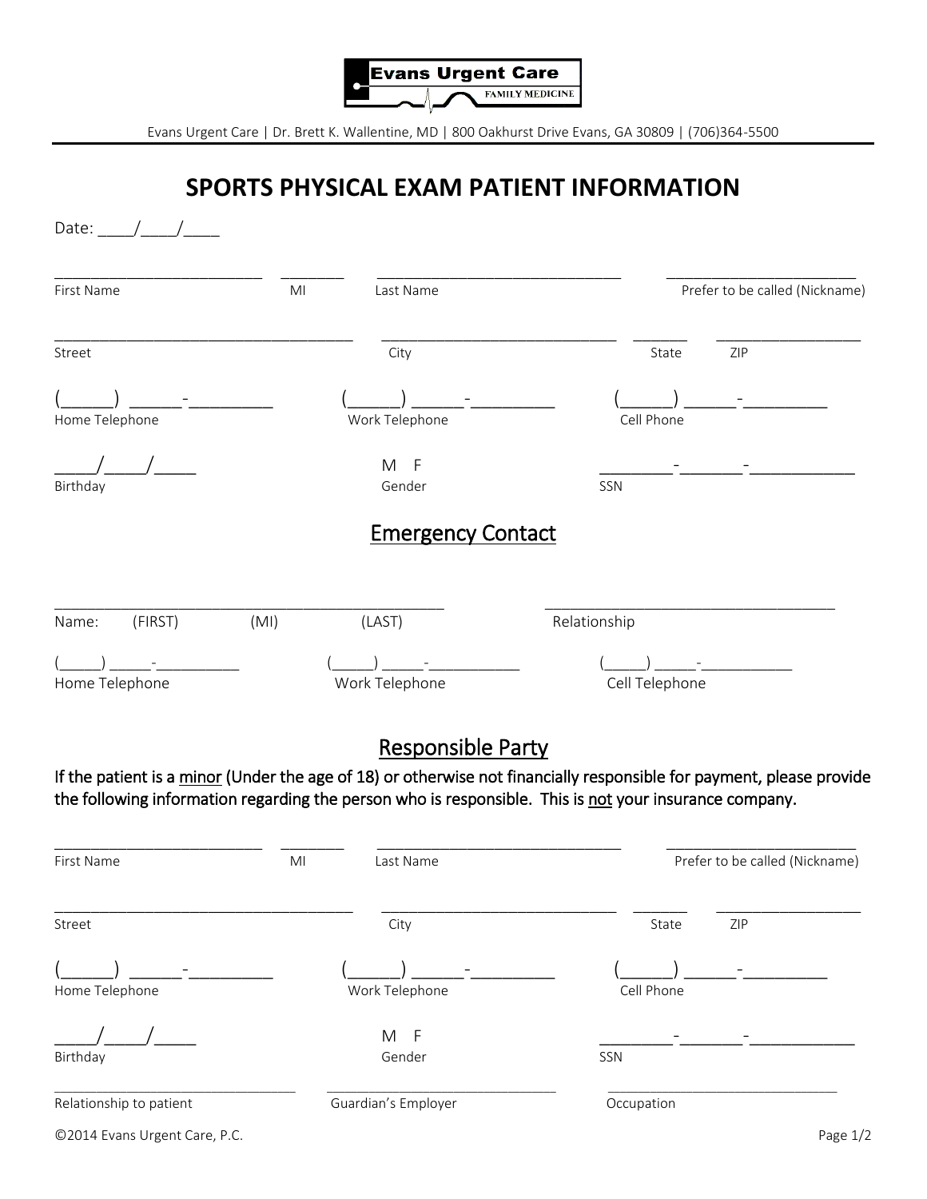Evans Urgent Care
FAMILY MEDICINE

Evans Urgent Care | Dr. Brett K. Wallentine, MD | 800 Oakhurst Drive Evans, GA 30809 | (706)364-5500

# SPORTS PHYSICAL EXAM PATIENT INFORMATION

Date: ____/____/____

_________________________ ________ ______________________________ _______________________
First Name MI Last Name Prefer to be called (Nickname)

____________________________________ ____________________________ _______ _________________
Street City State ZIP

(______) ______-_________ (______) ______-_________ (______) ______-_________
Home Telephone Work Telephone Cell Phone

_____/_____/_____ M F ________-_______-____________
Birthday Gender SSN

## Emergency Contact

_______________________________________________ ___________________________________
Name: (FIRST) (MI) (LAST) Relationship

(_____) _____-__________ (_____) _____-___________ (_____) _____-___________
Home Telephone Work Telephone Cell Telephone

## Responsible Party

**If the patient is a minor (Under the age of 18) or otherwise not financially responsible for payment, please provide the following information regarding the person who is responsible. This is not your insurance company.**

_________________________ ________ ______________________________ _______________________
First Name MI Last Name Prefer to be called (Nickname)

____________________________________ ____________________________ _______ _________________
Street City State ZIP

(______) ______-_________ (______) ______-_________ (______) ______-_________
Home Telephone Work Telephone Cell Phone

_____/_____/_____ M F ________-_______-____________
Birthday Gender SSN

_____________________________ ____________________________ ____________________________
Relationship to patient Guardian's Employer Occupation

©2014 Evans Urgent Care, P.C.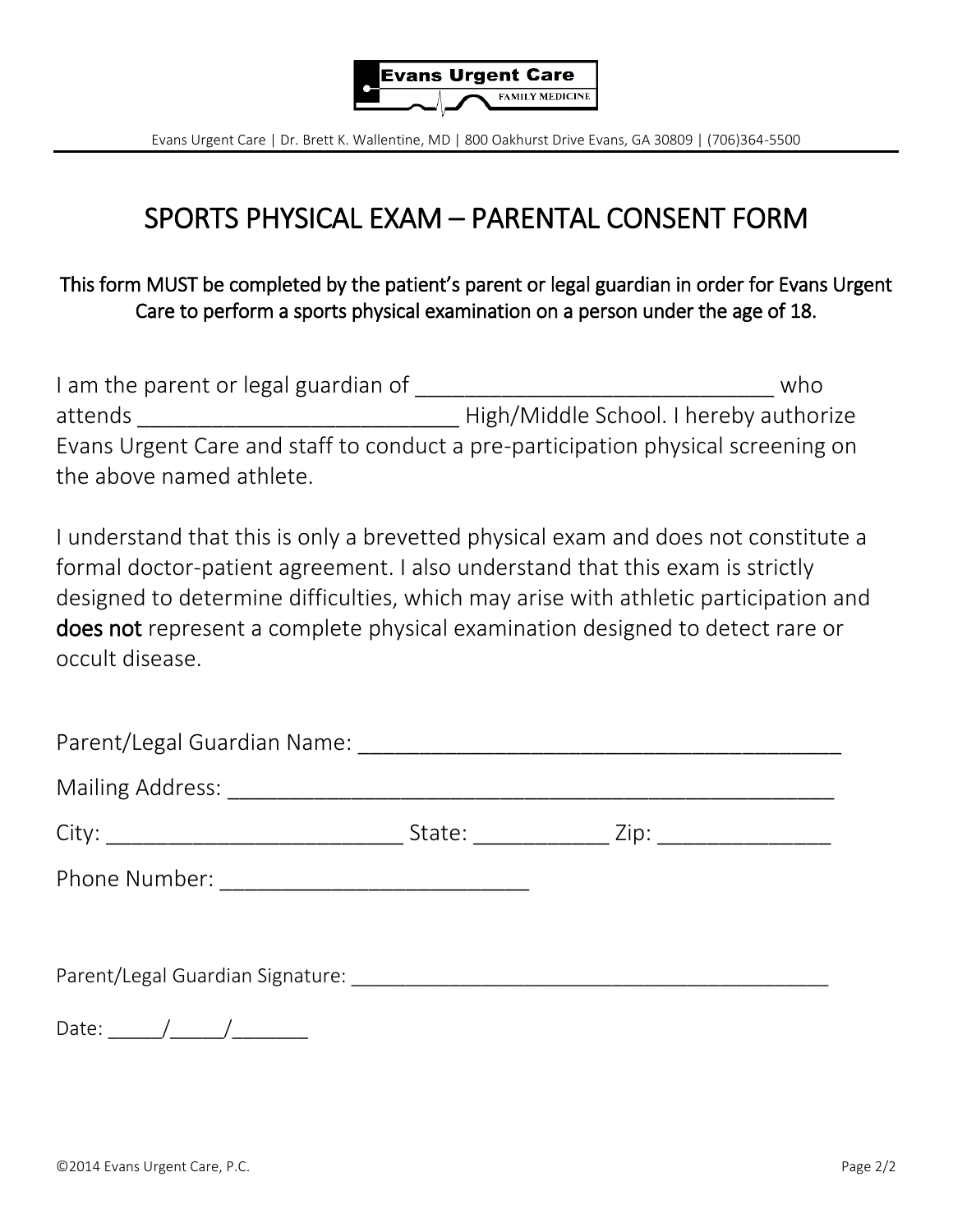Evans Urgent Care

FAMILY MEDICINE

Evans Urgent Care | Dr. Brett K. Wallentine, MD | 800 Oakhurst Drive Evans, GA 30809 | (706)364-5500

# SPORTS PHYSICAL EXAM – PARENTAL CONSENT FORM

This form MUST be completed by the patient's parent or legal guardian in order for Evans Urgent Care to perform a sports physical examination on a person under the age of 18.

I am the parent or legal guardian of ______________________________ who attends ___________________________ High/Middle School. I hereby authorize Evans Urgent Care and staff to conduct a pre-participation physical screening on the above named athlete.

I understand that this is only a brevetted physical exam and does not constitute a formal doctor-patient agreement. I also understand that this exam is strictly designed to determine difficulties, which may arise with athletic participation and **does not** represent a complete physical examination designed to detect rare or occult disease.

Parent/Legal Guardian Name: ________________________________________

Mailing Address: ____________________________________________________

City: _________________________ State: ___________ Zip: ______________

Phone Number: __________________________

Parent/Legal Guardian Signature: ________________________________________

Date: _____/_____/_______

©2014 Evans Urgent Care, P.C.